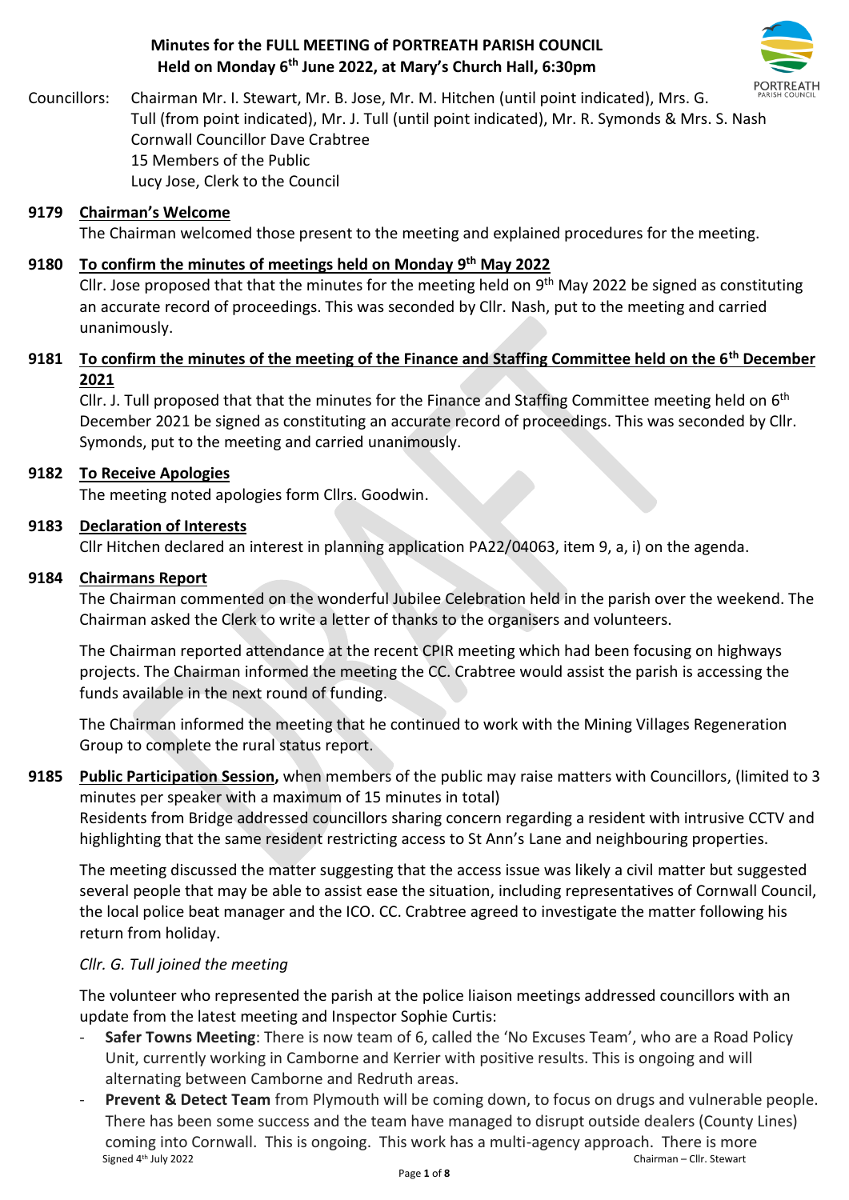# Minutes for the FULL MEETING of PORTREATH PARISH COUNCIL
## Held on Monday 6th June 2022, at Mary's Church Hall, 6:30pm

Councillors: Chairman Mr. I. Stewart, Mr. B. Jose, Mr. M. Hitchen (until point indicated), Mrs. G. Tull (from point indicated), Mr. J. Tull (until point indicated), Mr. R. Symonds & Mrs. S. Nash
Cornwall Councillor Dave Crabtree
15 Members of the Public
Lucy Jose, Clerk to the Council

**9179 Chairman's Welcome**

The Chairman welcomed those present to the meeting and explained procedures for the meeting.

**9180 To confirm the minutes of meetings held on Monday 9th May 2022**

Cllr. Jose proposed that that the minutes for the meeting held on 9th May 2022 be signed as constituting an accurate record of proceedings. This was seconded by Cllr. Nash, put to the meeting and carried unanimously.

**9181 To confirm the minutes of the meeting of the Finance and Staffing Committee held on the 6th December 2021**

Cllr. J. Tull proposed that that the minutes for the Finance and Staffing Committee meeting held on 6th December 2021 be signed as constituting an accurate record of proceedings. This was seconded by Cllr. Symonds, put to the meeting and carried unanimously.

**9182 To Receive Apologies**

The meeting noted apologies form Cllrs. Goodwin.

**9183 Declaration of Interests**

Cllr Hitchen declared an interest in planning application PA22/04063, item 9, a, i) on the agenda.

**9184 Chairmans Report**

The Chairman commented on the wonderful Jubilee Celebration held in the parish over the weekend. The Chairman asked the Clerk to write a letter of thanks to the organisers and volunteers.

The Chairman reported attendance at the recent CPIR meeting which had been focusing on highways projects. The Chairman informed the meeting the CC. Crabtree would assist the parish is accessing the funds available in the next round of funding.

The Chairman informed the meeting that he continued to work with the Mining Villages Regeneration Group to complete the rural status report.

**9185 Public Participation Session,** when members of the public may raise matters with Councillors, (limited to 3 minutes per speaker with a maximum of 15 minutes in total)

Residents from Bridge addressed councillors sharing concern regarding a resident with intrusive CCTV and highlighting that the same resident restricting access to St Ann's Lane and neighbouring properties.

The meeting discussed the matter suggesting that the access issue was likely a civil matter but suggested several people that may be able to assist ease the situation, including representatives of Cornwall Council, the local police beat manager and the ICO. CC. Crabtree agreed to investigate the matter following his return from holiday.

*Cllr. G. Tull joined the meeting*

The volunteer who represented the parish at the police liaison meetings addressed councillors with an update from the latest meeting and Inspector Sophie Curtis:

- **Safer Towns Meeting**: There is now team of 6, called the 'No Excuses Team', who are a Road Policy Unit, currently working in Camborne and Kerrier with positive results. This is ongoing and will alternating between Camborne and Redruth areas.
- **Prevent & Detect Team** from Plymouth will be coming down, to focus on drugs and vulnerable people. There has been some success and the team have managed to disrupt outside dealers (County Lines) coming into Cornwall. This is ongoing. This work has a multi-agency approach. There is more

Signed 4th July 2022 Chairman – Cllr. Stewart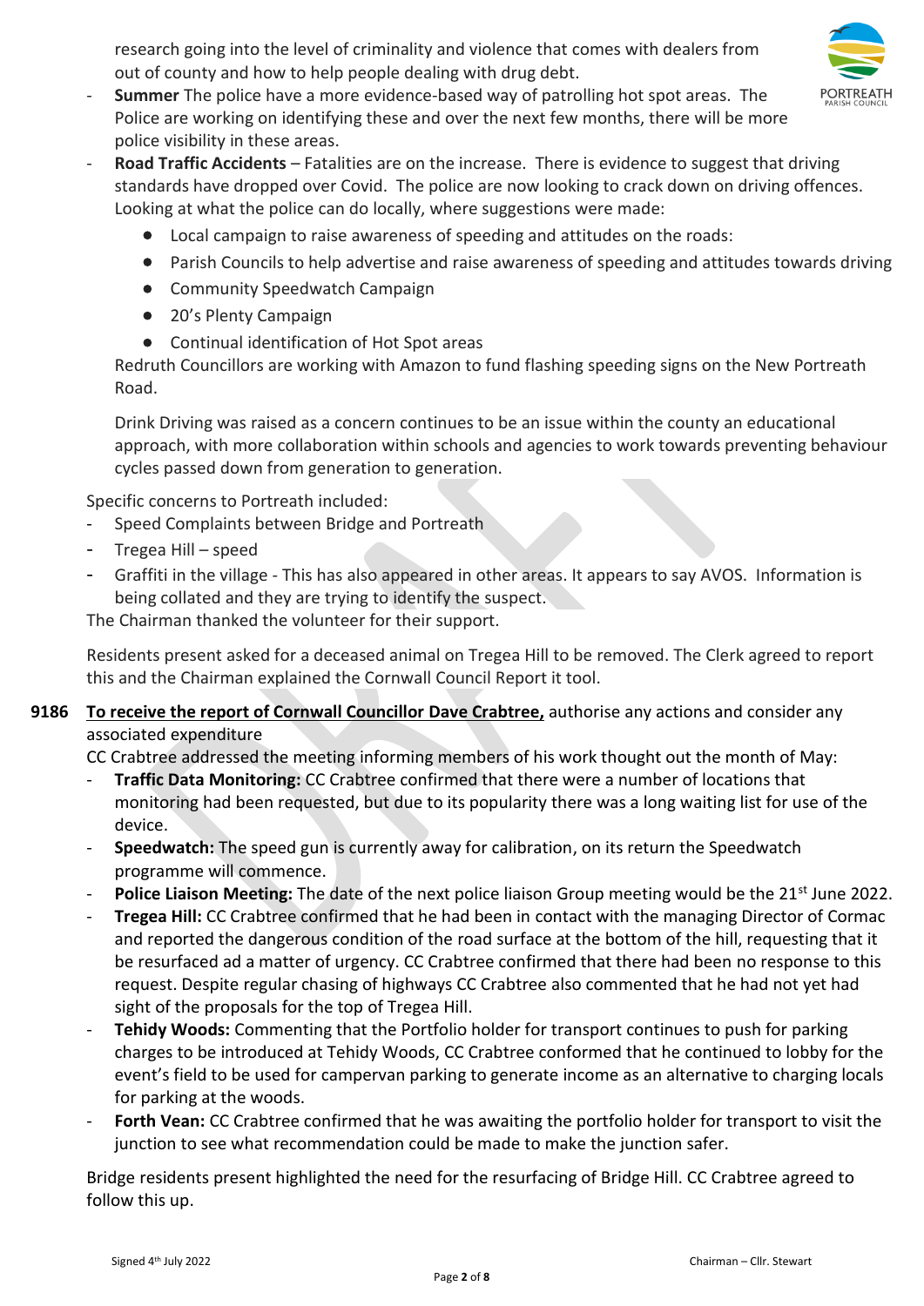research going into the level of criminality and violence that comes with dealers from out of county and how to help people dealing with drug debt.

- **Summer** The police have a more evidence-based way of patrolling hot spot areas. The Police are working on identifying these and over the next few months, there will be more police visibility in these areas.
- **Road Traffic Accidents** – Fatalities are on the increase. There is evidence to suggest that driving standards have dropped over Covid. The police are now looking to crack down on driving offences. Looking at what the police can do locally, where suggestions were made:
  - Local campaign to raise awareness of speeding and attitudes on the roads:
  - Parish Councils to help advertise and raise awareness of speeding and attitudes towards driving
  - Community Speedwatch Campaign
  - 20's Plenty Campaign
  - Continual identification of Hot Spot areas

  Redruth Councillors are working with Amazon to fund flashing speeding signs on the New Portreath Road.

  Drink Driving was raised as a concern continues to be an issue within the county an educational approach, with more collaboration within schools and agencies to work towards preventing behaviour cycles passed down from generation to generation.

Specific concerns to Portreath included:

- Speed Complaints between Bridge and Portreath
- Tregea Hill – speed
- Graffiti in the village - This has also appeared in other areas. It appears to say AVOS. Information is being collated and they are trying to identify the suspect.

The Chairman thanked the volunteer for their support.

Residents present asked for a deceased animal on Tregea Hill to be removed. The Clerk agreed to report this and the Chairman explained the Cornwall Council Report it tool.

**9186** **<u>To receive the report of Cornwall Councillor Dave Crabtree,</u>** authorise any actions and consider any associated expenditure

CC Crabtree addressed the meeting informing members of his work thought out the month of May:

- **Traffic Data Monitoring:** CC Crabtree confirmed that there were a number of locations that monitoring had been requested, but due to its popularity there was a long waiting list for use of the device.
- **Speedwatch:** The speed gun is currently away for calibration, on its return the Speedwatch programme will commence.
- **Police Liaison Meeting:** The date of the next police liaison Group meeting would be the 21st June 2022.
- **Tregea Hill:** CC Crabtree confirmed that he had been in contact with the managing Director of Cormac and reported the dangerous condition of the road surface at the bottom of the hill, requesting that it be resurfaced ad a matter of urgency. CC Crabtree confirmed that there had been no response to this request. Despite regular chasing of highways CC Crabtree also commented that he had not yet had sight of the proposals for the top of Tregea Hill.
- **Tehidy Woods:** Commenting that the Portfolio holder for transport continues to push for parking charges to be introduced at Tehidy Woods, CC Crabtree conformed that he continued to lobby for the event's field to be used for campervan parking to generate income as an alternative to charging locals for parking at the woods.
- **Forth Vean:** CC Crabtree confirmed that he was awaiting the portfolio holder for transport to visit the junction to see what recommendation could be made to make the junction safer.

Bridge residents present highlighted the need for the resurfacing of Bridge Hill. CC Crabtree agreed to follow this up.

Signed 4th July 2022 Chairman – Cllr. Stewart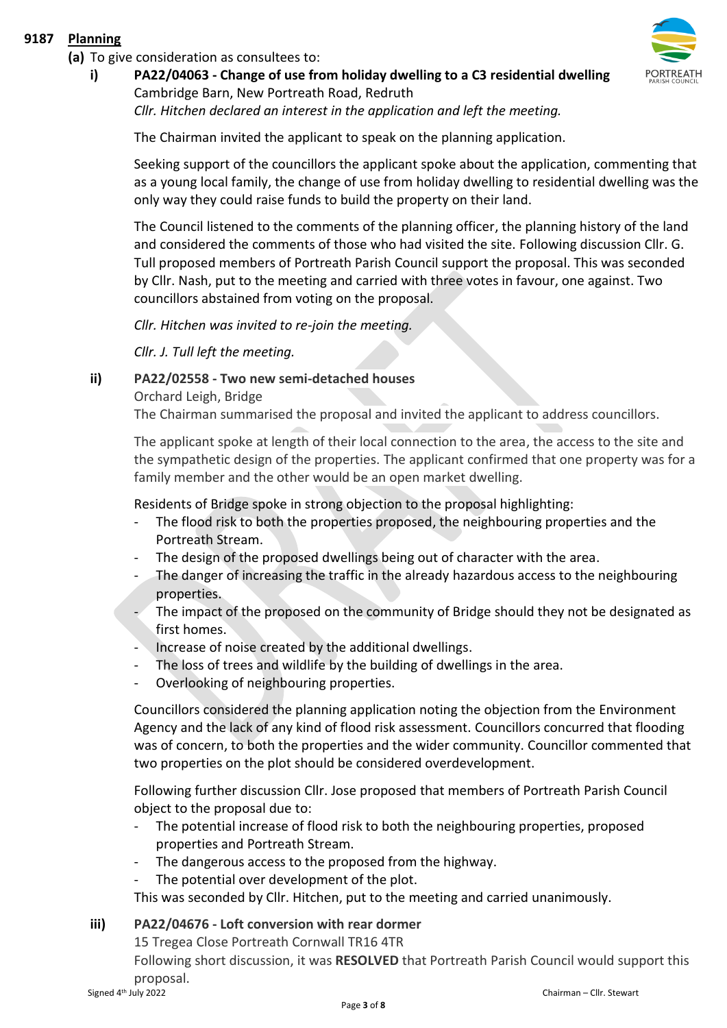## 9187 Planning

**(a)** To give consideration as consultees to:

**i) PA22/04063 - Change of use from holiday dwelling to a C3 residential dwelling**

Cambridge Barn, New Portreath Road, Redruth

*Cllr. Hitchen declared an interest in the application and left the meeting.*

The Chairman invited the applicant to speak on the planning application.

Seeking support of the councillors the applicant spoke about the application, commenting that as a young local family, the change of use from holiday dwelling to residential dwelling was the only way they could raise funds to build the property on their land.

The Council listened to the comments of the planning officer, the planning history of the land and considered the comments of those who had visited the site. Following discussion Cllr. G. Tull proposed members of Portreath Parish Council support the proposal. This was seconded by Cllr. Nash, put to the meeting and carried with three votes in favour, one against. Two councillors abstained from voting on the proposal.

*Cllr. Hitchen was invited to re-join the meeting.*

*Cllr. J. Tull left the meeting.*

**ii) PA22/02558 - Two new semi-detached houses**

Orchard Leigh, Bridge

The Chairman summarised the proposal and invited the applicant to address councillors.

The applicant spoke at length of their local connection to the area, the access to the site and the sympathetic design of the properties. The applicant confirmed that one property was for a family member and the other would be an open market dwelling.

Residents of Bridge spoke in strong objection to the proposal highlighting:

- The flood risk to both the properties proposed, the neighbouring properties and the Portreath Stream.
- The design of the proposed dwellings being out of character with the area.
- The danger of increasing the traffic in the already hazardous access to the neighbouring properties.
- The impact of the proposed on the community of Bridge should they not be designated as first homes.
- Increase of noise created by the additional dwellings.
- The loss of trees and wildlife by the building of dwellings in the area.
- Overlooking of neighbouring properties.

Councillors considered the planning application noting the objection from the Environment Agency and the lack of any kind of flood risk assessment. Councillors concurred that flooding was of concern, to both the properties and the wider community. Councillor commented that two properties on the plot should be considered overdevelopment.

Following further discussion Cllr. Jose proposed that members of Portreath Parish Council object to the proposal due to:

- The potential increase of flood risk to both the neighbouring properties, proposed properties and Portreath Stream.
- The dangerous access to the proposed from the highway.
- The potential over development of the plot.

This was seconded by Cllr. Hitchen, put to the meeting and carried unanimously.

**iii) PA22/04676 - Loft conversion with rear dormer**

15 Tregea Close Portreath Cornwall TR16 4TR

Following short discussion, it was **RESOLVED** that Portreath Parish Council would support this proposal.

Signed 4th July 2022 Chairman – Cllr. Stewart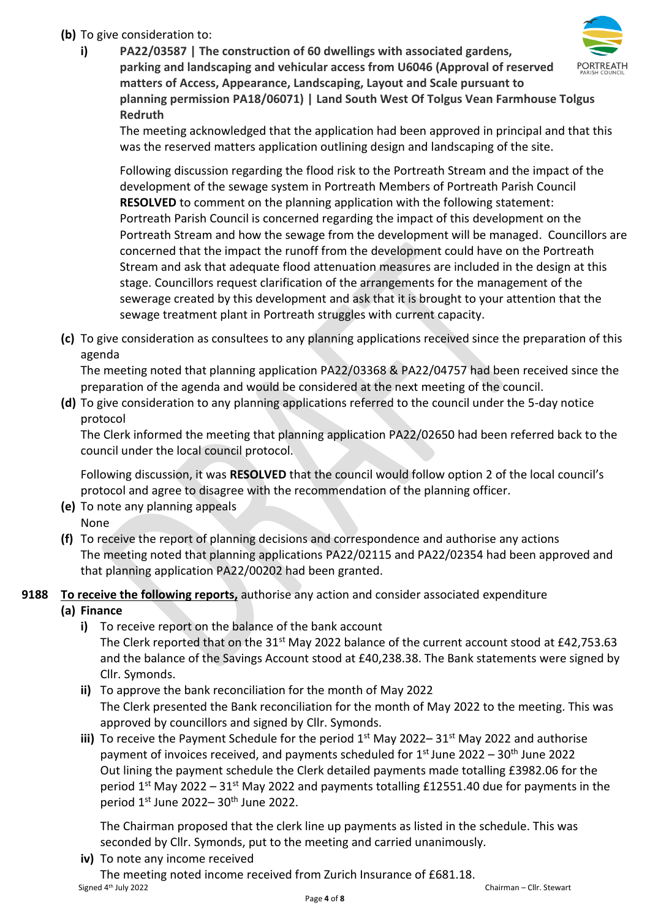**(b)** To give consideration to:

**i) PA22/03587 | The construction of 60 dwellings with associated gardens, parking and landscaping and vehicular access from U6046 (Approval of reserved matters of Access, Appearance, Landscaping, Layout and Scale pursuant to planning permission PA18/06071) | Land South West Of Tolgus Vean Farmhouse Tolgus Redruth**

The meeting acknowledged that the application had been approved in principal and that this was the reserved matters application outlining design and landscaping of the site.

Following discussion regarding the flood risk to the Portreath Stream and the impact of the development of the sewage system in Portreath Members of Portreath Parish Council **RESOLVED** to comment on the planning application with the following statement: Portreath Parish Council is concerned regarding the impact of this development on the Portreath Stream and how the sewage from the development will be managed. Councillors are concerned that the impact the runoff from the development could have on the Portreath Stream and ask that adequate flood attenuation measures are included in the design at this stage. Councillors request clarification of the arrangements for the management of the sewerage created by this development and ask that it is brought to your attention that the sewage treatment plant in Portreath struggles with current capacity.

**(c)** To give consideration as consultees to any planning applications received since the preparation of this agenda

The meeting noted that planning application PA22/03368 & PA22/04757 had been received since the preparation of the agenda and would be considered at the next meeting of the council.

**(d)** To give consideration to any planning applications referred to the council under the 5-day notice protocol

The Clerk informed the meeting that planning application PA22/02650 had been referred back to the council under the local council protocol.

Following discussion, it was **RESOLVED** that the council would follow option 2 of the local council's protocol and agree to disagree with the recommendation of the planning officer.

**(e)** To note any planning appeals

None

**(f)** To receive the report of planning decisions and correspondence and authorise any actions

The meeting noted that planning applications PA22/02115 and PA22/02354 had been approved and that planning application PA22/00202 had been granted.

**9188** **<u>To receive the following reports,</u>** authorise any action and consider associated expenditure

**(a) Finance**

**i)** To receive report on the balance of the bank account

The Clerk reported that on the 31st May 2022 balance of the current account stood at £42,753.63 and the balance of the Savings Account stood at £40,238.38. The Bank statements were signed by Cllr. Symonds.

**ii)** To approve the bank reconciliation for the month of May 2022

The Clerk presented the Bank reconciliation for the month of May 2022 to the meeting. This was approved by councillors and signed by Cllr. Symonds.

**iii)** To receive the Payment Schedule for the period 1st May 2022– 31st May 2022 and authorise payment of invoices received, and payments scheduled for 1st June 2022 – 30th June 2022

Out lining the payment schedule the Clerk detailed payments made totalling £3982.06 for the period 1st May 2022 – 31st May 2022 and payments totalling £12551.40 due for payments in the period 1st June 2022– 30th June 2022.

The Chairman proposed that the clerk line up payments as listed in the schedule. This was seconded by Cllr. Symonds, put to the meeting and carried unanimously.

**iv)** To note any income received

The meeting noted income received from Zurich Insurance of £681.18.

Signed 4th July 2022 Chairman – Cllr. Stewart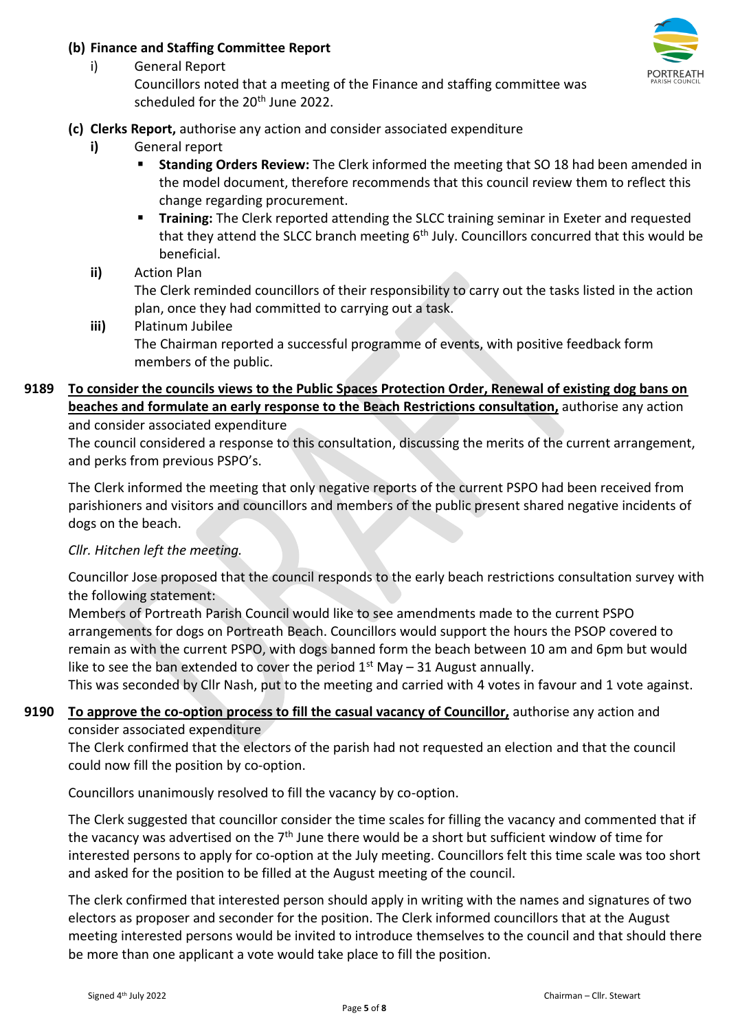**(b) Finance and Staffing Committee Report**

i) General Report

Councillors noted that a meeting of the Finance and staffing committee was scheduled for the 20th June 2022.

**(c) Clerks Report,** authorise any action and consider associated expenditure

**i)** General report

- **Standing Orders Review:** The Clerk informed the meeting that SO 18 had been amended in the model document, therefore recommends that this council review them to reflect this change regarding procurement.
- **Training:** The Clerk reported attending the SLCC training seminar in Exeter and requested that they attend the SLCC branch meeting 6th July. Councillors concurred that this would be beneficial.

**ii)** Action Plan

The Clerk reminded councillors of their responsibility to carry out the tasks listed in the action plan, once they had committed to carrying out a task.

**iii)** Platinum Jubilee

The Chairman reported a successful programme of events, with positive feedback form members of the public.

**9189 <u>To consider the councils views to the Public Spaces Protection Order, Renewal of existing dog bans on beaches and formulate an early response to the Beach Restrictions consultation,</u>** authorise any action and consider associated expenditure

The council considered a response to this consultation, discussing the merits of the current arrangement, and perks from previous PSPO's.

The Clerk informed the meeting that only negative reports of the current PSPO had been received from parishioners and visitors and councillors and members of the public present shared negative incidents of dogs on the beach.

*Cllr. Hitchen left the meeting.*

Councillor Jose proposed that the council responds to the early beach restrictions consultation survey with the following statement:

Members of Portreath Parish Council would like to see amendments made to the current PSPO arrangements for dogs on Portreath Beach. Councillors would support the hours the PSOP covered to remain as with the current PSPO, with dogs banned form the beach between 10 am and 6pm but would like to see the ban extended to cover the period 1st May – 31 August annually.

This was seconded by Cllr Nash, put to the meeting and carried with 4 votes in favour and 1 vote against.

**9190 <u>To approve the co-option process to fill the casual vacancy of Councillor,</u>** authorise any action and consider associated expenditure

The Clerk confirmed that the electors of the parish had not requested an election and that the council could now fill the position by co-option.

Councillors unanimously resolved to fill the vacancy by co-option.

The Clerk suggested that councillor consider the time scales for filling the vacancy and commented that if the vacancy was advertised on the 7th June there would be a short but sufficient window of time for interested persons to apply for co-option at the July meeting. Councillors felt this time scale was too short and asked for the position to be filled at the August meeting of the council.

The clerk confirmed that interested person should apply in writing with the names and signatures of two electors as proposer and seconder for the position. The Clerk informed councillors that at the August meeting interested persons would be invited to introduce themselves to the council and that should there be more than one applicant a vote would take place to fill the position.

Signed 4th July 2022 Chairman – Cllr. Stewart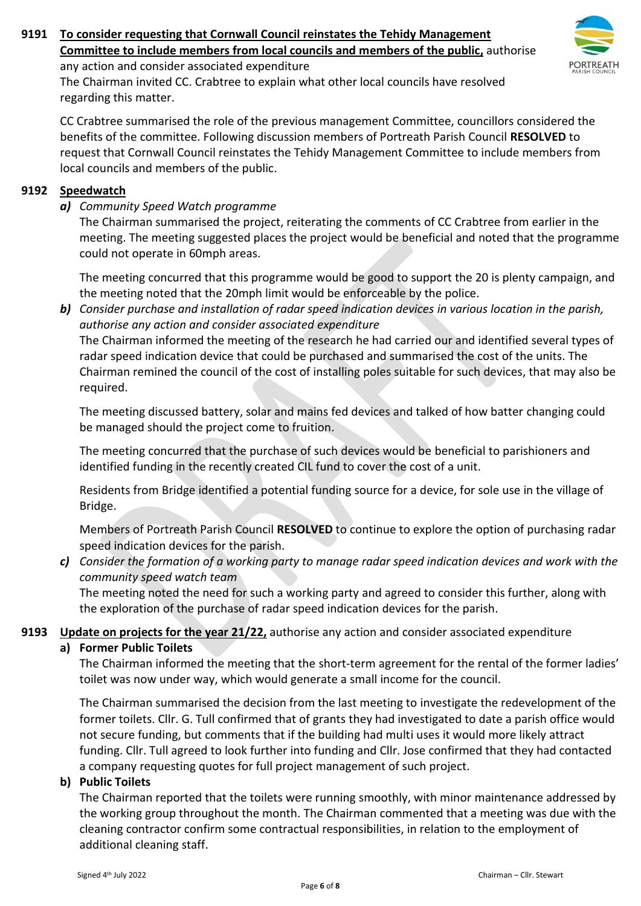**9191 To consider requesting that Cornwall Council reinstates the Tehidy Management Committee to include members from local councils and members of the public,** authorise any action and consider associated expenditure

The Chairman invited CC. Crabtree to explain what other local councils have resolved regarding this matter.

CC Crabtree summarised the role of the previous management Committee, councillors considered the benefits of the committee. Following discussion members of Portreath Parish Council **RESOLVED** to request that Cornwall Council reinstates the Tehidy Management Committee to include members from local councils and members of the public.

**9192 Speedwatch**

***a)*** *Community Speed Watch programme*

The Chairman summarised the project, reiterating the comments of CC Crabtree from earlier in the meeting. The meeting suggested places the project would be beneficial and noted that the programme could not operate in 60mph areas.

The meeting concurred that this programme would be good to support the 20 is plenty campaign, and the meeting noted that the 20mph limit would be enforceable by the police.

***b)*** *Consider purchase and installation of radar speed indication devices in various location in the parish, authorise any action and consider associated expenditure*

The Chairman informed the meeting of the research he had carried our and identified several types of radar speed indication device that could be purchased and summarised the cost of the units. The Chairman remined the council of the cost of installing poles suitable for such devices, that may also be required.

The meeting discussed battery, solar and mains fed devices and talked of how batter changing could be managed should the project come to fruition.

The meeting concurred that the purchase of such devices would be beneficial to parishioners and identified funding in the recently created CIL fund to cover the cost of a unit.

Residents from Bridge identified a potential funding source for a device, for sole use in the village of Bridge.

Members of Portreath Parish Council **RESOLVED** to continue to explore the option of purchasing radar speed indication devices for the parish.

***c)*** *Consider the formation of a working party to manage radar speed indication devices and work with the community speed watch team*

The meeting noted the need for such a working party and agreed to consider this further, along with the exploration of the purchase of radar speed indication devices for the parish.

**9193 Update on projects for the year 21/22,** authorise any action and consider associated expenditure

**a) Former Public Toilets**

The Chairman informed the meeting that the short-term agreement for the rental of the former ladies' toilet was now under way, which would generate a small income for the council.

The Chairman summarised the decision from the last meeting to investigate the redevelopment of the former toilets. Cllr. G. Tull confirmed that of grants they had investigated to date a parish office would not secure funding, but comments that if the building had multi uses it would more likely attract funding. Cllr. Tull agreed to look further into funding and Cllr. Jose confirmed that they had contacted a company requesting quotes for full project management of such project.

**b) Public Toilets**

The Chairman reported that the toilets were running smoothly, with minor maintenance addressed by the working group throughout the month. The Chairman commented that a meeting was due with the cleaning contractor confirm some contractual responsibilities, in relation to the employment of additional cleaning staff.

Signed 4th July 2022 Chairman – Cllr. Stewart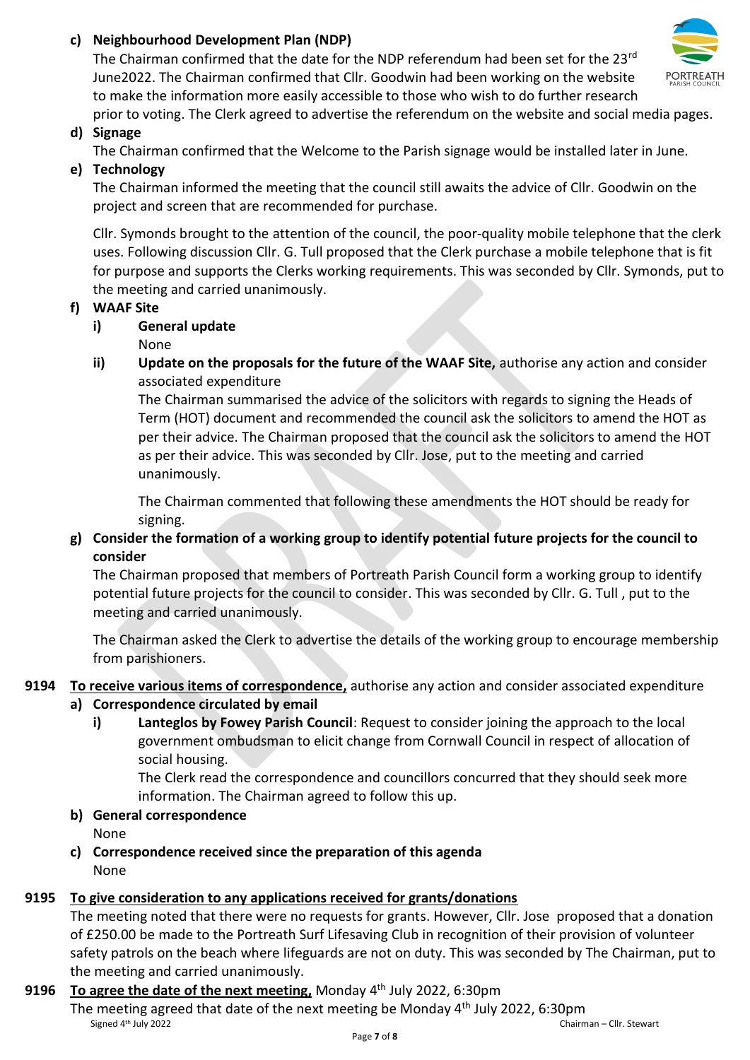**c) Neighbourhood Development Plan (NDP)**

The Chairman confirmed that the date for the NDP referendum had been set for the 23rd June2022. The Chairman confirmed that Cllr. Goodwin had been working on the website to make the information more easily accessible to those who wish to do further research prior to voting. The Clerk agreed to advertise the referendum on the website and social media pages.

**d) Signage**

The Chairman confirmed that the Welcome to the Parish signage would be installed later in June.

**e) Technology**

The Chairman informed the meeting that the council still awaits the advice of Cllr. Goodwin on the project and screen that are recommended for purchase.

Cllr. Symonds brought to the attention of the council, the poor-quality mobile telephone that the clerk uses. Following discussion Cllr. G. Tull proposed that the Clerk purchase a mobile telephone that is fit for purpose and supports the Clerks working requirements. This was seconded by Cllr. Symonds, put to the meeting and carried unanimously.

**f) WAAF Site**

**i) General update**

None

**ii) Update on the proposals for the future of the WAAF Site,** authorise any action and consider associated expenditure

The Chairman summarised the advice of the solicitors with regards to signing the Heads of Term (HOT) document and recommended the council ask the solicitors to amend the HOT as per their advice. The Chairman proposed that the council ask the solicitors to amend the HOT as per their advice. This was seconded by Cllr. Jose, put to the meeting and carried unanimously.

The Chairman commented that following these amendments the HOT should be ready for signing.

**g) Consider the formation of a working group to identify potential future projects for the council to consider**

The Chairman proposed that members of Portreath Parish Council form a working group to identify potential future projects for the council to consider. This was seconded by Cllr. G. Tull , put to the meeting and carried unanimously.

The Chairman asked the Clerk to advertise the details of the working group to encourage membership from parishioners.

**9194 <u>To receive various items of correspondence,</u>** authorise any action and consider associated expenditure

**a) Correspondence circulated by email**

**i) Lanteglos by Fowey Parish Council**: Request to consider joining the approach to the local government ombudsman to elicit change from Cornwall Council in respect of allocation of social housing.

The Clerk read the correspondence and councillors concurred that they should seek more information. The Chairman agreed to follow this up.

**b) General correspondence**

None

**c) Correspondence received since the preparation of this agenda**

None

**9195 <u>To give consideration to any applications received for grants/donations</u>**

The meeting noted that there were no requests for grants. However, Cllr. Jose proposed that a donation of £250.00 be made to the Portreath Surf Lifesaving Club in recognition of their provision of volunteer safety patrols on the beach where lifeguards are not on duty. This was seconded by The Chairman, put to the meeting and carried unanimously.

**9196 <u>To agree the date of the next meeting,</u>** Monday 4th July 2022, 6:30pm

The meeting agreed that date of the next meeting be Monday 4th July 2022, 6:30pm

Signed 4th July 2022 Chairman – Cllr. Stewart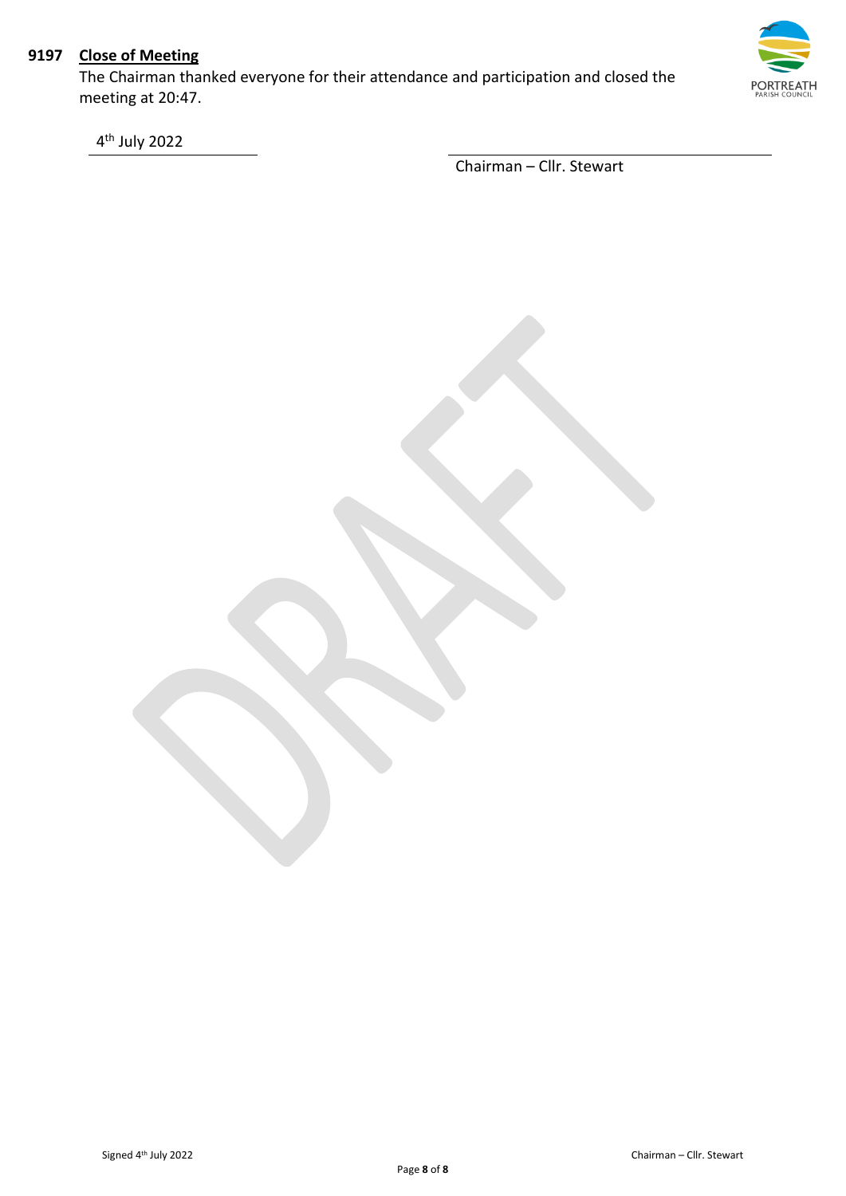**9197 Close of Meeting**

The Chairman thanked everyone for their attendance and participation and closed the meeting at 20:47.

4th July 2022

Chairman – Cllr. Stewart

DRAFT